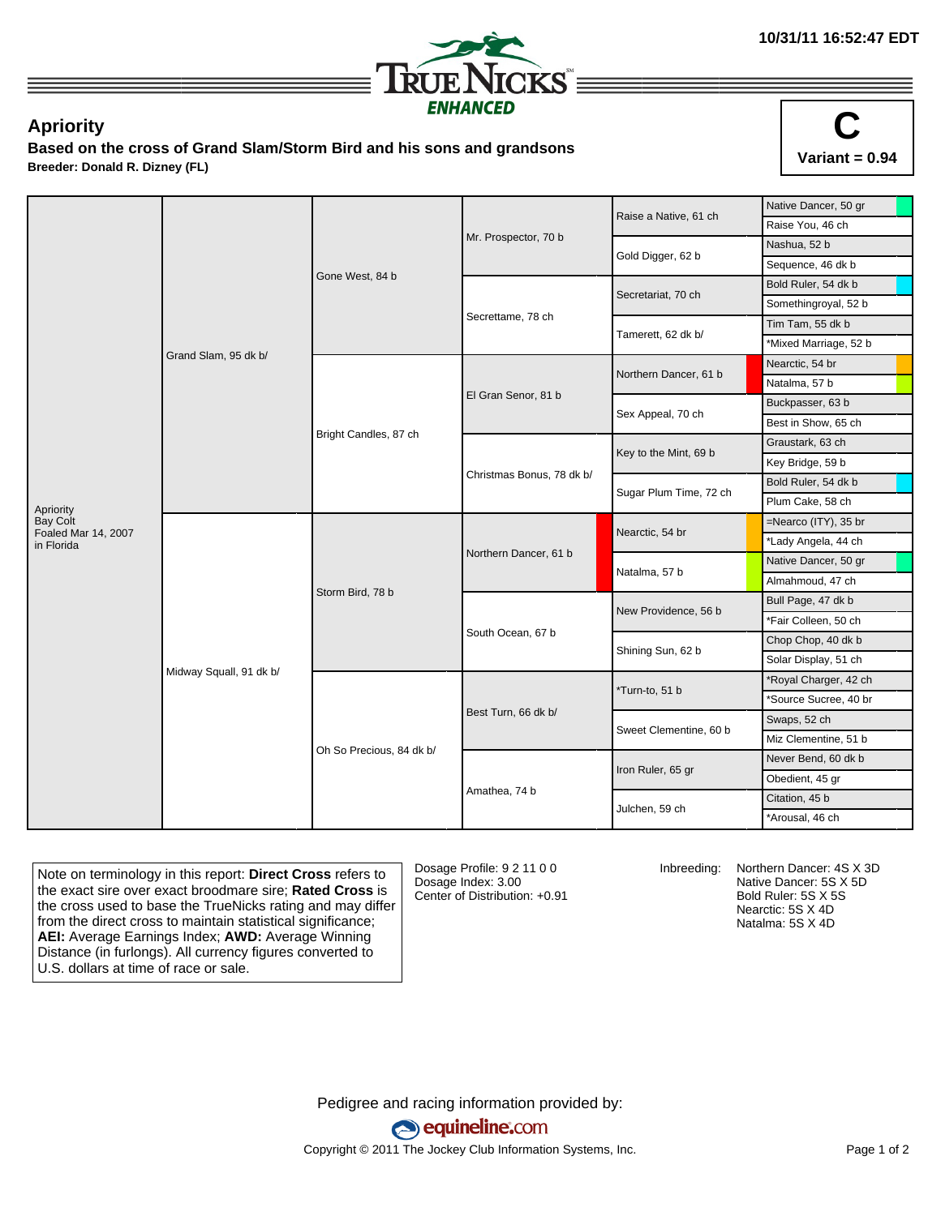10/31/11 16:52:47 EDT

TRUENICKS ENHANCED

# Apriority

**Based on the cross of Grand Slam/Storm Bird and his sons and grandsons**

**Breeder: Donald R. Dizney (FL)**

**C**
**Variant = 0.94**

| Horse | Sire/Dam | Grandparents | Great-Grandparents | 4th Generation | 5th Generation |
|---|---|---|---|---|---|
| Apriority<br>Bay Colt<br>Foaled Mar 14, 2007<br>in Florida | Grand Slam, 95 dk b/ | Gone West, 84 b | Mr. Prospector, 70 b | Raise a Native, 61 ch | Native Dancer, 50 gr |
| | | | | | Raise You, 46 ch |
| | | | | Gold Digger, 62 b | Nashua, 52 b |
| | | | | | Sequence, 46 dk b |
| | | | Secrettame, 78 ch | Secretariat, 70 ch | Bold Ruler, 54 dk b |
| | | | | | Somethingroyal, 52 b |
| | | | | Tamerett, 62 dk b/ | Tim Tam, 55 dk b |
| | | | | | *Mixed Marriage, 52 b |
| | | Bright Candles, 87 ch | El Gran Senor, 81 b | Northern Dancer, 61 b | Nearctic, 54 br |
| | | | | | Natalma, 57 b |
| | | | | Sex Appeal, 70 ch | Buckpasser, 63 b |
| | | | | | Best in Show, 65 ch |
| | | | Christmas Bonus, 78 dk b/ | Key to the Mint, 69 b | Graustark, 63 ch |
| | | | | | Key Bridge, 59 b |
| | | | | Sugar Plum Time, 72 ch | Bold Ruler, 54 dk b |
| | | | | | Plum Cake, 58 ch |
| | Midway Squall, 91 dk b/ | Storm Bird, 78 b | Northern Dancer, 61 b | Nearctic, 54 br | =Nearco (ITY), 35 br |
| | | | | | *Lady Angela, 44 ch |
| | | | | Natalma, 57 b | Native Dancer, 50 gr |
| | | | | | Almahmoud, 47 ch |
| | | | South Ocean, 67 b | New Providence, 56 b | Bull Page, 47 dk b |
| | | | | | *Fair Colleen, 50 ch |
| | | | | Shining Sun, 62 b | Chop Chop, 40 dk b |
| | | | | | Solar Display, 51 ch |
| | | Oh So Precious, 84 dk b/ | Best Turn, 66 dk b/ | *Turn-to, 51 b | *Royal Charger, 42 ch |
| | | | | | *Source Sucree, 40 br |
| | | | | Sweet Clementine, 60 b | Swaps, 52 ch |
| | | | | | Miz Clementine, 51 b |
| | | | Amathea, 74 b | Iron Ruler, 65 gr | Never Bend, 60 dk b |
| | | | | | Obedient, 45 gr |
| | | | | Julchen, 59 ch | Citation, 45 b |
| | | | | | *Arousal, 46 ch |

Note on terminology in this report: **Direct Cross** refers to the exact sire over exact broodmare sire; **Rated Cross** is the cross used to base the TrueNicks rating and may differ from the direct cross to maintain statistical significance; **AEI:** Average Earnings Index; **AWD:** Average Winning Distance (in furlongs). All currency figures converted to U.S. dollars at time of race or sale.

Dosage Profile: 9 2 11 0 0
Dosage Index: 3.00
Center of Distribution: +0.91

Inbreeding:
Northern Dancer: 4S X 3D
Native Dancer: 5S X 5D
Bold Ruler: 5S X 5S
Nearctic: 5S X 4D
Natalma: 5S X 4D

Pedigree and racing information provided by:
equineline.com
Copyright © 2011 The Jockey Club Information Systems, Inc.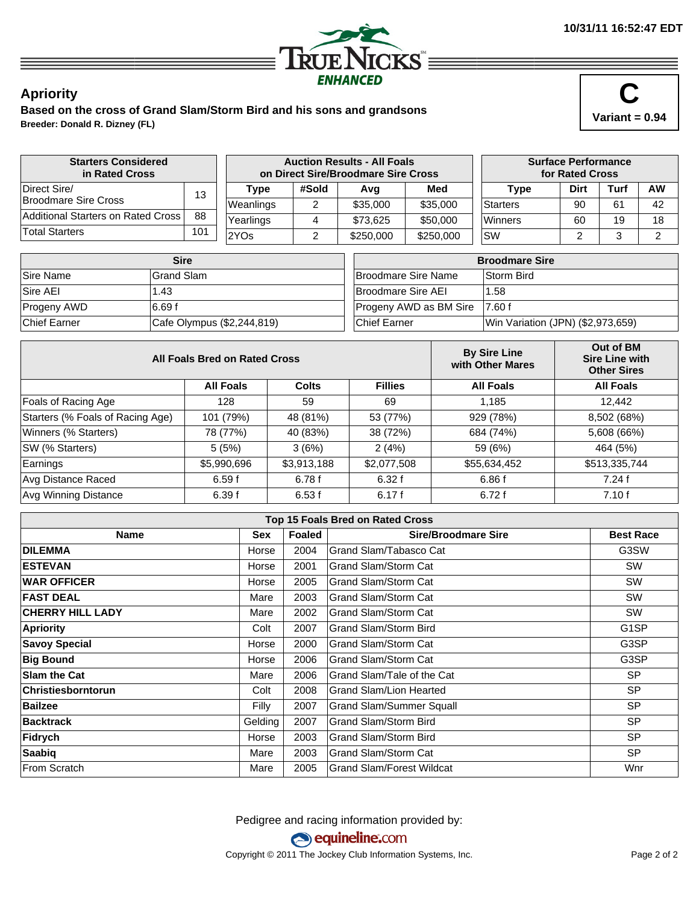10/31/11 16:52:47 EDT

TRUE NICKS ENHANCED

## Apriority

**Based on the cross of Grand Slam/Storm Bird and his sons and grandsons**

**Breeder: Donald R. Dizney (FL)**

**C**

**Variant = 0.94**

| Starters Considered in Rated Cross | |
|---|---|
| Direct Sire/ Broodmare Sire Cross | 13 |
| Additional Starters on Rated Cross | 88 |
| Total Starters | 101 |

| Auction Results - All Foals on Direct Sire/Broodmare Sire Cross | | | |
|---|---|---|---|
| Type | #Sold | Avg | Med |
| Weanlings | 2 | $35,000 | $35,000 |
| Yearlings | 4 | $73,625 | $50,000 |
| 2YOs | 2 | $250,000 | $250,000 |

| Surface Performance for Rated Cross | | | |
|---|---|---|---|
| Type | Dirt | Turf | AW |
| Starters | 90 | 61 | 42 |
| Winners | 60 | 19 | 18 |
| SW | 2 | 3 | 2 |

| Sire | |
|---|---|
| Sire Name | Grand Slam |
| Sire AEI | 1.43 |
| Progeny AWD | 6.69 f |
| Chief Earner | Cafe Olympus ($2,244,819) |

| Broodmare Sire | |
|---|---|
| Broodmare Sire Name | Storm Bird |
| Broodmare Sire AEI | 1.58 |
| Progeny AWD as BM Sire | 7.60 f |
| Chief Earner | Win Variation (JPN) ($2,973,659) |

| All Foals Bred on Rated Cross | | | | By Sire Line with Other Mares | Out of BM Sire Line with Other Sires |
|---|---|---|---|---|---|
| | All Foals | Colts | Fillies | All Foals | All Foals |
| Foals of Racing Age | 128 | 59 | 69 | 1,185 | 12,442 |
| Starters (% Foals of Racing Age) | 101 (79%) | 48 (81%) | 53 (77%) | 929 (78%) | 8,502 (68%) |
| Winners (% Starters) | 78 (77%) | 40 (83%) | 38 (72%) | 684 (74%) | 5,608 (66%) |
| SW (% Starters) | 5 (5%) | 3 (6%) | 2 (4%) | 59 (6%) | 464 (5%) |
| Earnings | $5,990,696 | $3,913,188 | $2,077,508 | $55,634,452 | $513,335,744 |
| Avg Distance Raced | 6.59 f | 6.78 f | 6.32 f | 6.86 f | 7.24 f |
| Avg Winning Distance | 6.39 f | 6.53 f | 6.17 f | 6.72 f | 7.10 f |

| Top 15 Foals Bred on Rated Cross | | | | |
|---|---|---|---|---|
| Name | Sex | Foaled | Sire/Broodmare Sire | Best Race |
| **DILEMMA** | Horse | 2004 | Grand Slam/Tabasco Cat | G3SW |
| **ESTEVAN** | Horse | 2001 | Grand Slam/Storm Cat | SW |
| **WAR OFFICER** | Horse | 2005 | Grand Slam/Storm Cat | SW |
| **FAST DEAL** | Mare | 2003 | Grand Slam/Storm Cat | SW |
| **CHERRY HILL LADY** | Mare | 2002 | Grand Slam/Storm Cat | SW |
| **Apriority** | Colt | 2007 | Grand Slam/Storm Bird | G1SP |
| **Savoy Special** | Horse | 2000 | Grand Slam/Storm Cat | G3SP |
| **Big Bound** | Horse | 2006 | Grand Slam/Storm Cat | G3SP |
| **Slam the Cat** | Mare | 2006 | Grand Slam/Tale of the Cat | SP |
| **Christiesborntorun** | Colt | 2008 | Grand Slam/Lion Hearted | SP |
| **Bailzee** | Filly | 2007 | Grand Slam/Summer Squall | SP |
| **Backtrack** | Gelding | 2007 | Grand Slam/Storm Bird | SP |
| **Fidrych** | Horse | 2003 | Grand Slam/Storm Bird | SP |
| **Saabiq** | Mare | 2003 | Grand Slam/Storm Cat | SP |
| From Scratch | Mare | 2005 | Grand Slam/Forest Wildcat | Wnr |

Pedigree and racing information provided by:

equineline.com

Copyright © 2011 The Jockey Club Information Systems, Inc.